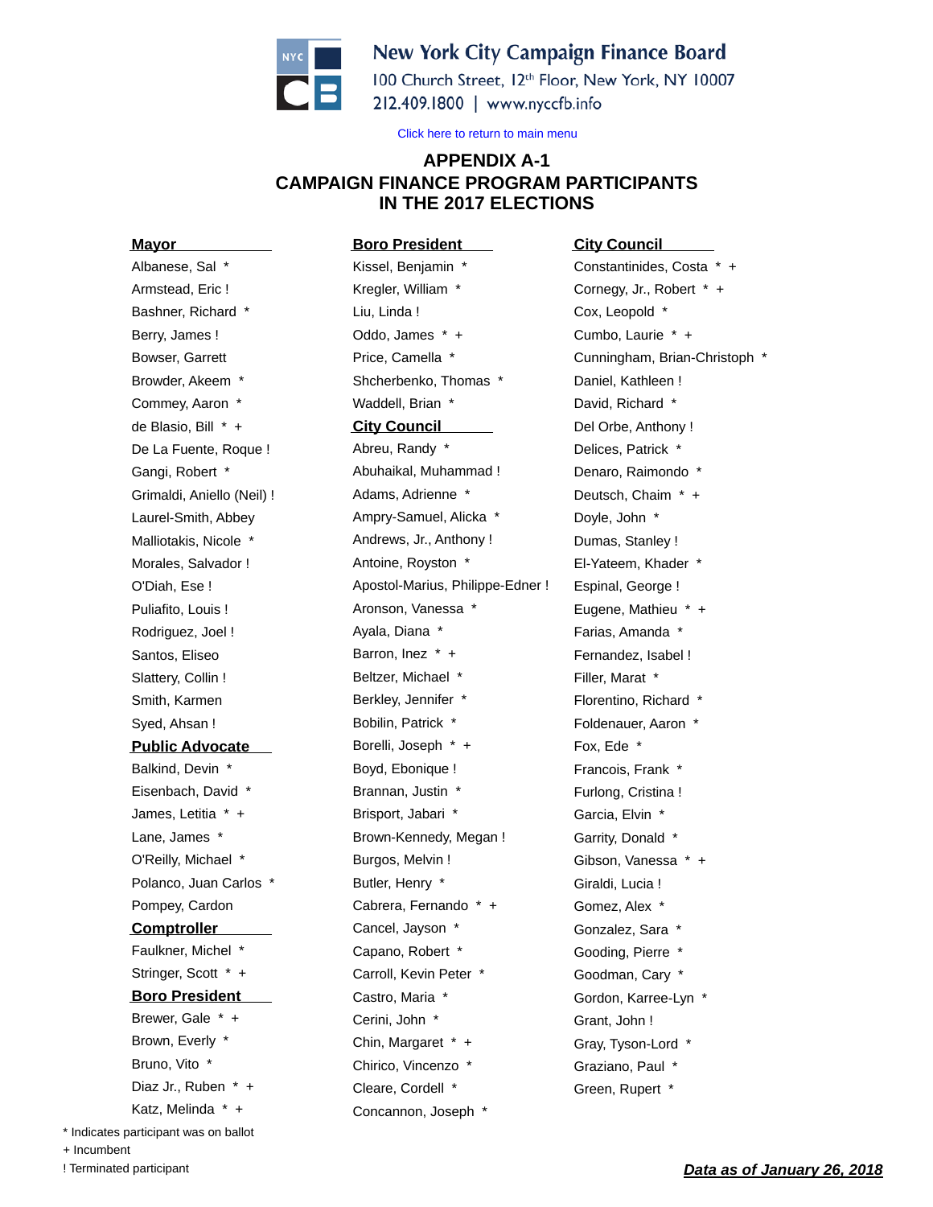New York City Campaign Finance Board
100 Church Street, 12th Floor, New York, NY 10007
212.409.1800 | www.nyccfb.info

Click here to return to main menu

# APPENDIX A-1
# CAMPAIGN FINANCE PROGRAM PARTICIPANTS IN THE 2017 ELECTIONS

**Mayor**

Albanese, Sal *
Armstead, Eric !
Bashner, Richard *
Berry, James !
Bowser, Garrett
Browder, Akeem *
Commey, Aaron *
de Blasio, Bill * +
De La Fuente, Roque !
Gangi, Robert *
Grimaldi, Aniello (Neil) !
Laurel-Smith, Abbey
Malliotakis, Nicole *
Morales, Salvador !
O'Diah, Ese !
Puliafito, Louis !
Rodriguez, Joel !
Santos, Eliseo
Slattery, Collin !
Smith, Karmen
Syed, Ahsan !

**Public Advocate**

Balkind, Devin *
Eisenbach, David *
James, Letitia * +
Lane, James *
O'Reilly, Michael *
Polanco, Juan Carlos *
Pompey, Cardon

**Comptroller**

Faulkner, Michel *
Stringer, Scott * +

**Boro President**

Brewer, Gale * +
Brown, Everly *
Bruno, Vito *
Diaz Jr., Ruben * +
Katz, Melinda * +
Kissel, Benjamin *
Kregler, William *
Liu, Linda !
Oddo, James * +
Price, Camella *
Shcherbenko, Thomas *
Waddell, Brian *

**City Council**

Abreu, Randy *
Abuhaikal, Muhammad !
Adams, Adrienne *
Ampry-Samuel, Alicka *
Andrews, Jr., Anthony !
Antoine, Royston *
Apostol-Marius, Philippe-Edner !
Aronson, Vanessa *
Ayala, Diana *
Barron, Inez * +
Beltzer, Michael *
Berkley, Jennifer *
Bobilin, Patrick *
Borelli, Joseph * +
Boyd, Ebonique !
Brannan, Justin *
Brisport, Jabari *
Brown-Kennedy, Megan !
Burgos, Melvin !
Butler, Henry *
Cabrera, Fernando * +
Cancel, Jayson *
Capano, Robert *
Carroll, Kevin Peter *
Castro, Maria *
Cerini, John *
Chin, Margaret * +
Chirico, Vincenzo *
Cleare, Cordell *
Concannon, Joseph *
Constantinides, Costa * +
Cornegy, Jr., Robert * +
Cox, Leopold *
Cumbo, Laurie * +
Cunningham, Brian-Christoph *
Daniel, Kathleen !
David, Richard *
Del Orbe, Anthony !
Delices, Patrick *
Denaro, Raimondo *
Deutsch, Chaim * +
Doyle, John *
Dumas, Stanley !
El-Yateem, Khader *
Espinal, George !
Eugene, Mathieu * +
Farias, Amanda *
Fernandez, Isabel !
Filler, Marat *
Florentino, Richard *
Foldenauer, Aaron *
Fox, Ede *
Francois, Frank *
Furlong, Cristina !
Garcia, Elvin *
Garrity, Donald *
Gibson, Vanessa * +
Giraldi, Lucia !
Gomez, Alex *
Gonzalez, Sara *
Gooding, Pierre *
Goodman, Cary *
Gordon, Karree-Lyn *
Grant, John !
Gray, Tyson-Lord *
Graziano, Paul *
Green, Rupert *

\* Indicates participant was on ballot
\+ Incumbent
! Terminated participant

***Data as of January 26, 2018***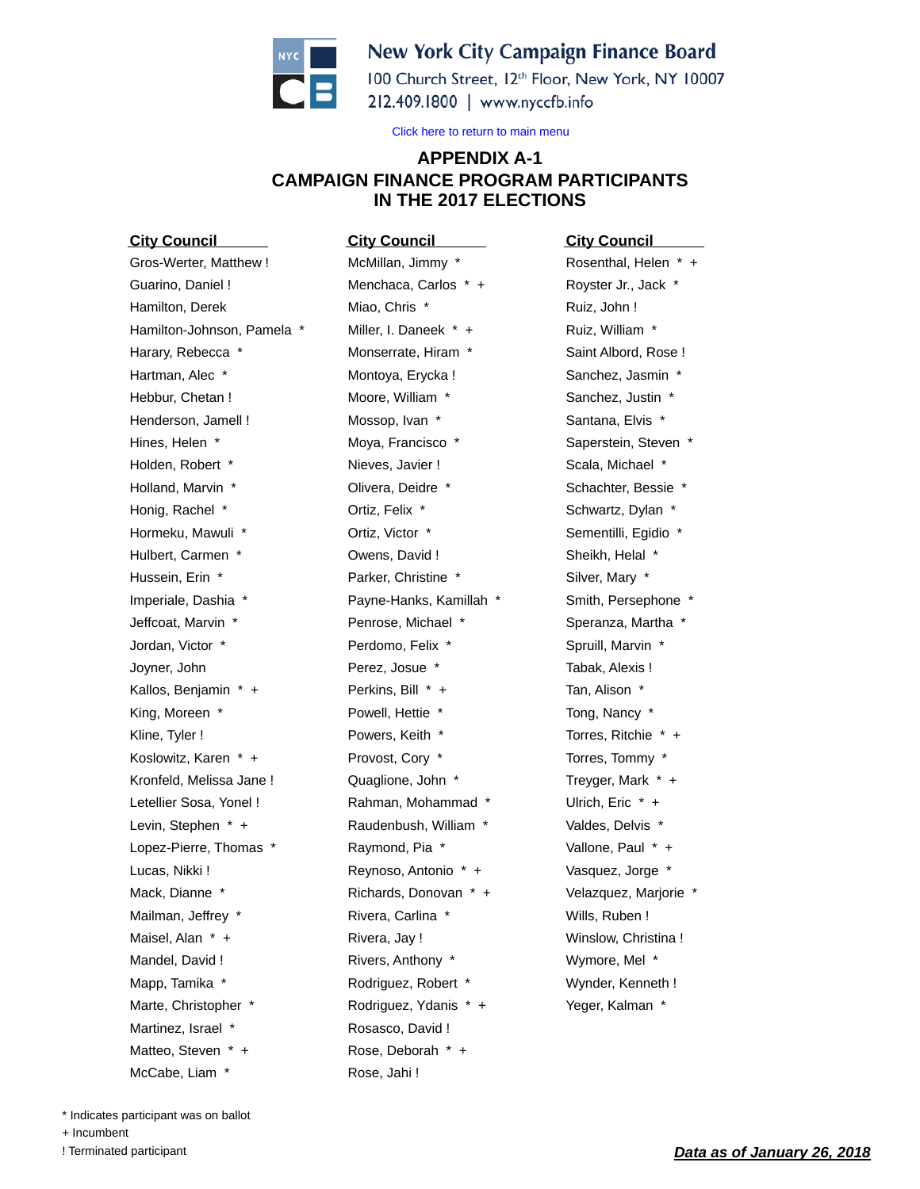New York City Campaign Finance Board
100 Church Street, 12th Floor, New York, NY 10007
212.409.1800 | www.nyccfb.info

Click here to return to main menu

# APPENDIX A-1
# CAMPAIGN FINANCE PROGRAM PARTICIPANTS IN THE 2017 ELECTIONS

## City Council

Gros-Werter, Matthew !
Guarino, Daniel !
Hamilton, Derek
Hamilton-Johnson, Pamela *
Harary, Rebecca *
Hartman, Alec *
Hebbur, Chetan !
Henderson, Jamell !
Hines, Helen *
Holden, Robert *
Holland, Marvin *
Honig, Rachel *
Hormeku, Mawuli *
Hulbert, Carmen *
Hussein, Erin *
Imperiale, Dashia *
Jeffcoat, Marvin *
Jordan, Victor *
Joyner, John
Kallos, Benjamin * +
King, Moreen *
Kline, Tyler !
Koslowitz, Karen * +
Kronfeld, Melissa Jane !
Letellier Sosa, Yonel !
Levin, Stephen * +
Lopez-Pierre, Thomas *
Lucas, Nikki !
Mack, Dianne *
Mailman, Jeffrey *
Maisel, Alan * +
Mandel, David !
Mapp, Tamika *
Marte, Christopher *
Martinez, Israel *
Matteo, Steven * +
McCabe, Liam *

## City Council

McMillan, Jimmy *
Menchaca, Carlos * +
Miao, Chris *
Miller, I. Daneek * +
Monserrate, Hiram *
Montoya, Erycka !
Moore, William *
Mossop, Ivan *
Moya, Francisco *
Nieves, Javier !
Olivera, Deidre *
Ortiz, Felix *
Ortiz, Victor *
Owens, David !
Parker, Christine *
Payne-Hanks, Kamillah *
Penrose, Michael *
Perdomo, Felix *
Perez, Josue *
Perkins, Bill * +
Powell, Hettie *
Powers, Keith *
Provost, Cory *
Quaglione, John *
Rahman, Mohammad *
Raudenbush, William *
Raymond, Pia *
Reynoso, Antonio * +
Richards, Donovan * +
Rivera, Carlina *
Rivera, Jay !
Rivers, Anthony *
Rodriguez, Robert *
Rodriguez, Ydanis * +
Rosasco, David !
Rose, Deborah * +
Rose, Jahi !

## City Council

Rosenthal, Helen * +
Royster Jr., Jack *
Ruiz, John !
Ruiz, William *
Saint Albord, Rose !
Sanchez, Jasmin *
Sanchez, Justin *
Santana, Elvis *
Saperstein, Steven *
Scala, Michael *
Schachter, Bessie *
Schwartz, Dylan *
Sementilli, Egidio *
Sheikh, Helal *
Silver, Mary *
Smith, Persephone *
Speranza, Martha *
Spruill, Marvin *
Tabak, Alexis !
Tan, Alison *
Tong, Nancy *
Torres, Ritchie * +
Torres, Tommy *
Treyger, Mark * +
Ulrich, Eric * +
Valdes, Delvis *
Vallone, Paul * +
Vasquez, Jorge *
Velazquez, Marjorie *
Wills, Ruben !
Winslow, Christina !
Wymore, Mel *
Wynder, Kenneth !
Yeger, Kalman *

\* Indicates participant was on ballot
\+ Incumbent
! Terminated participant

***Data as of January 26, 2018***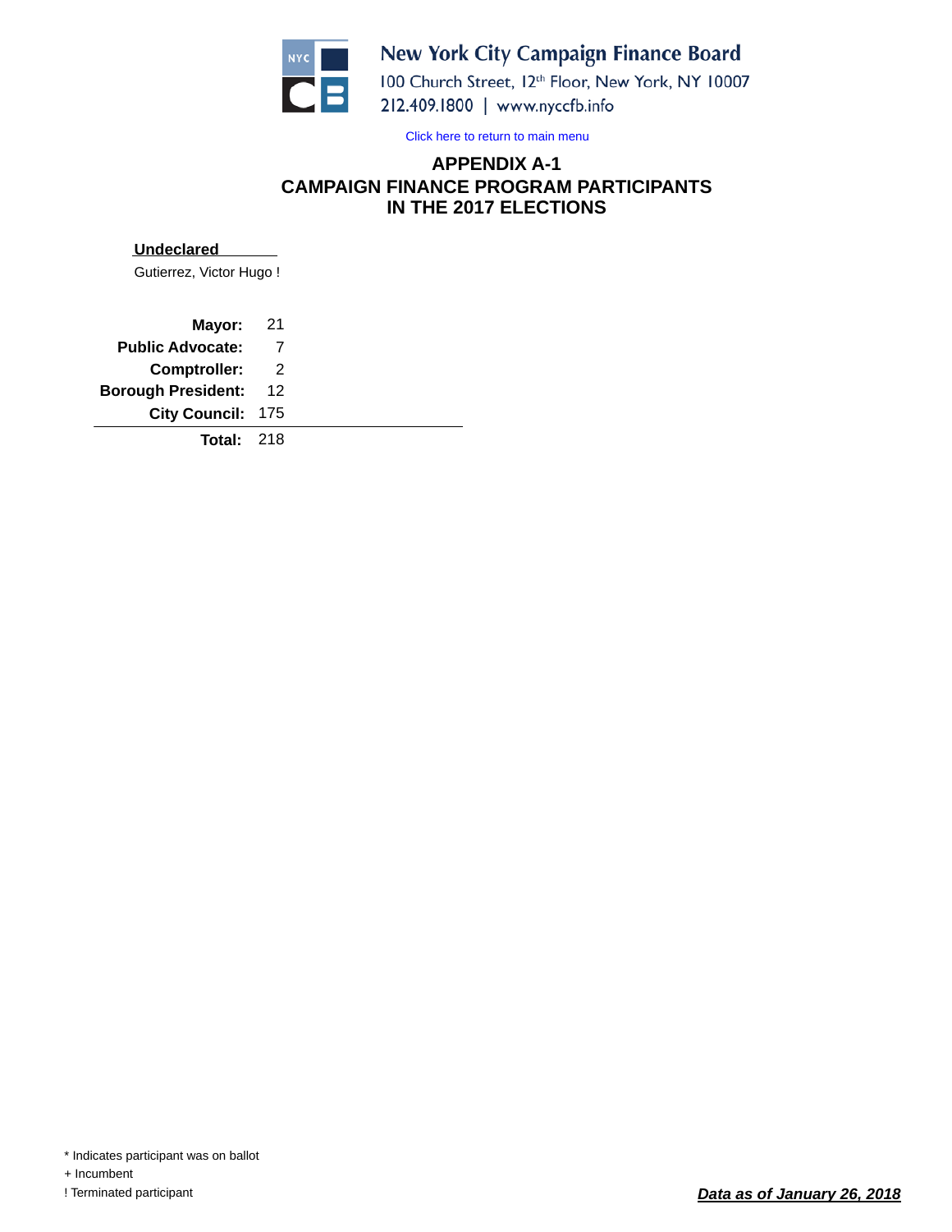New York City Campaign Finance Board
100 Church Street, 12th Floor, New York, NY 10007
212.409.1800 | www.nyccfb.info

Click here to return to main menu

# APPENDIX A-1
## CAMPAIGN FINANCE PROGRAM PARTICIPANTS IN THE 2017 ELECTIONS

**Undeclared**

Gutierrez, Victor Hugo !

| | |
|---|---|
| **Mayor:** | 21 |
| **Public Advocate:** | 7 |
| **Comptroller:** | 2 |
| **Borough President:** | 12 |
| **City Council:** | 175 |
| **Total:** | 218 |

\* Indicates participant was on ballot
+ Incumbent
! Terminated participant

***Data as of January 26, 2018***